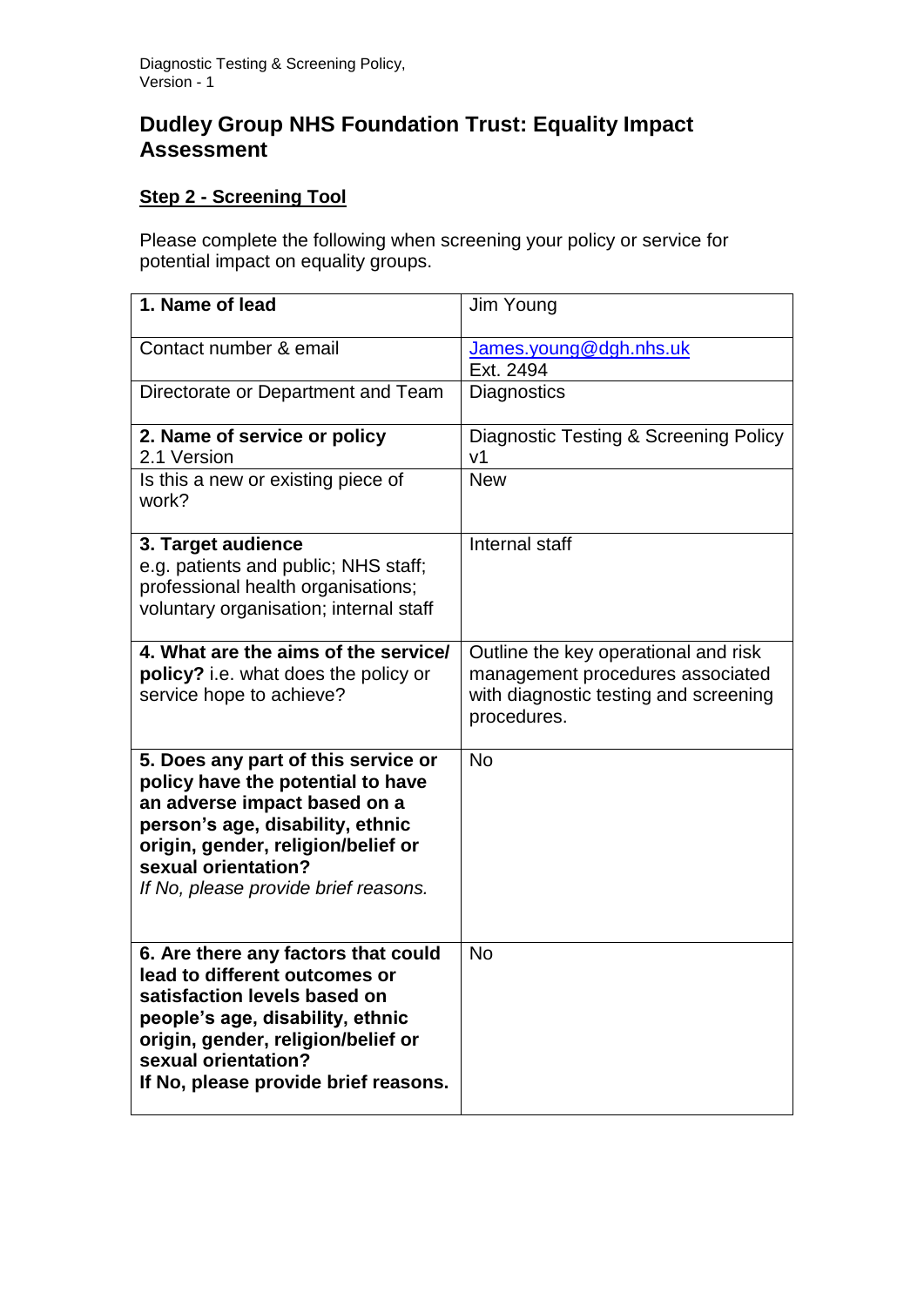# Dudley Group NHS Foundation Trust: Equality Impact Assessment

## Step 2 - Screening Tool

Please complete the following when screening your policy or service for potential impact on equality groups.

| | |
|---|---|
| **1. Name of lead** | Jim Young |
| Contact number & email | James.young@dgh.nhs.uk<br>Ext. 2494 |
| Directorate or Department and Team | Diagnostics |
| **2. Name of service or policy**<br>2.1 Version | Diagnostic Testing & Screening Policy<br>v1 |
| Is this a new or existing piece of work? | New |
| **3. Target audience**<br>e.g. patients and public; NHS staff; professional health organisations; voluntary organisation; internal staff | Internal staff |
| **4. What are the aims of the service/ policy?** i.e. what does the policy or service hope to achieve? | Outline the key operational and risk management procedures associated with diagnostic testing and screening procedures. |
| **5. Does any part of this service or policy have the potential to have an adverse impact based on a person's age, disability, ethnic origin, gender, religion/belief or sexual orientation?**<br>*If No, please provide brief reasons.* | No |
| **6. Are there any factors that could lead to different outcomes or satisfaction levels based on people's age, disability, ethnic origin, gender, religion/belief or sexual orientation?**<br>**If No, please provide brief reasons.** | No |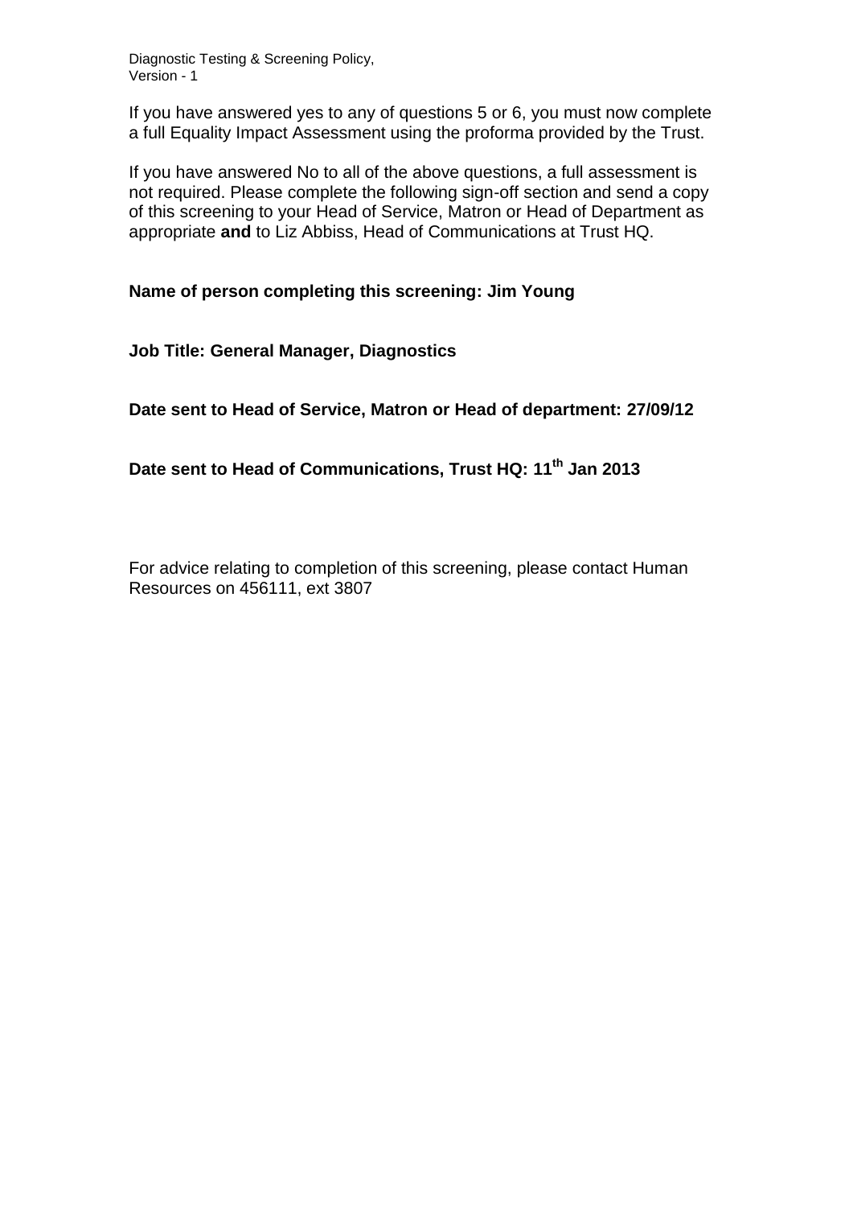If you have answered yes to any of questions 5 or 6, you must now complete a full Equality Impact Assessment using the proforma provided by the Trust.

If you have answered No to all of the above questions, a full assessment is not required. Please complete the following sign-off section and send a copy of this screening to your Head of Service, Matron or Head of Department as appropriate **and** to Liz Abbiss, Head of Communications at Trust HQ.

**Name of person completing this screening: Jim Young**

**Job Title: General Manager, Diagnostics**

**Date sent to Head of Service, Matron or Head of department: 27/09/12**

**Date sent to Head of Communications, Trust HQ: 11th Jan 2013**

For advice relating to completion of this screening, please contact Human Resources on 456111, ext 3807